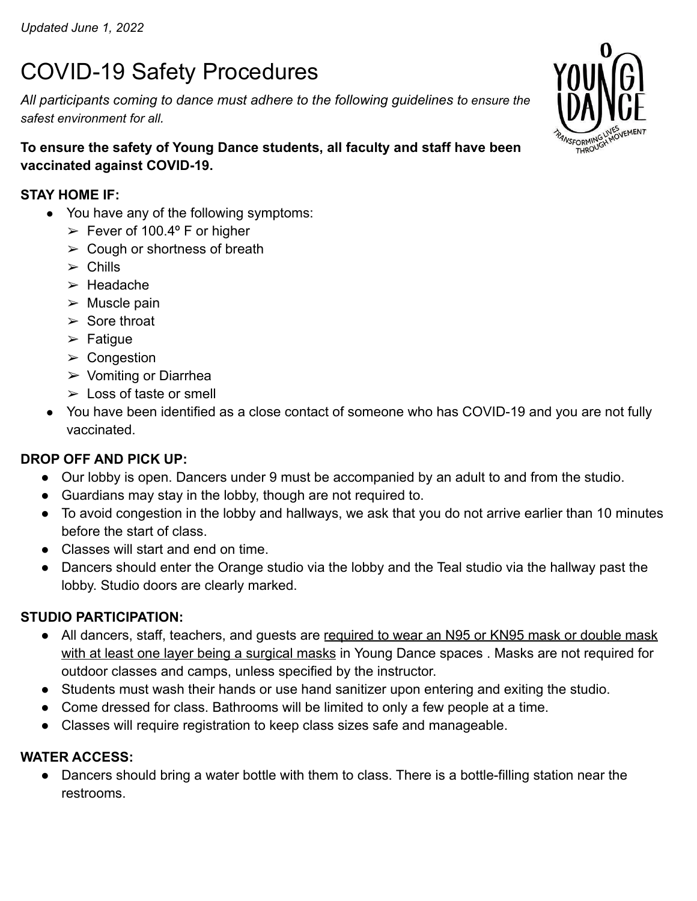*Updated June 1, 2022*

# COVID-19 Safety Procedures

*All participants coming to dance must adhere to the following guidelines to ensure the safest environment for all.*

**To ensure the safety of Young Dance students, all faculty and staff have been vaccinated against COVID-19.**

**STAY HOME IF:**

- You have any of the following symptoms:
  - Fever of 100.4º F or higher
  - Cough or shortness of breath
  - Chills
  - Headache
  - Muscle pain
  - Sore throat
  - Fatigue
  - Congestion
  - Vomiting or Diarrhea
  - Loss of taste or smell
- You have been identified as a close contact of someone who has COVID-19 and you are not fully vaccinated.

**DROP OFF AND PICK UP:**

- Our lobby is open. Dancers under 9 must be accompanied by an adult to and from the studio.
- Guardians may stay in the lobby, though are not required to.
- To avoid congestion in the lobby and hallways, we ask that you do not arrive earlier than 10 minutes before the start of class.
- Classes will start and end on time.
- Dancers should enter the Orange studio via the lobby and the Teal studio via the hallway past the lobby. Studio doors are clearly marked.

**STUDIO PARTICIPATION:**

- All dancers, staff, teachers, and guests are required to wear an N95 or KN95 mask or double mask with at least one layer being a surgical masks in Young Dance spaces . Masks are not required for outdoor classes and camps, unless specified by the instructor.
- Students must wash their hands or use hand sanitizer upon entering and exiting the studio.
- Come dressed for class. Bathrooms will be limited to only a few people at a time.
- Classes will require registration to keep class sizes safe and manageable.

**WATER ACCESS:**

- Dancers should bring a water bottle with them to class. There is a bottle-filling station near the restrooms.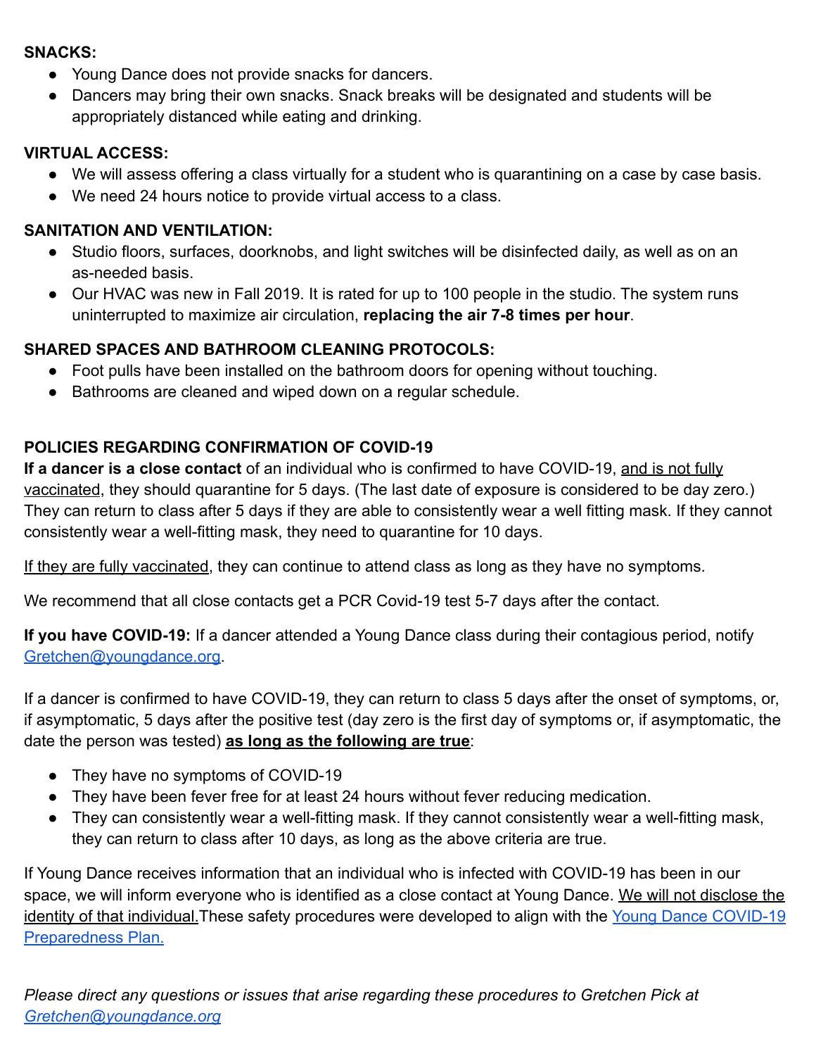**SNACKS:**

- Young Dance does not provide snacks for dancers.
- Dancers may bring their own snacks. Snack breaks will be designated and students will be appropriately distanced while eating and drinking.

**VIRTUAL ACCESS:**

- We will assess offering a class virtually for a student who is quarantining on a case by case basis.
- We need 24 hours notice to provide virtual access to a class.

**SANITATION AND VENTILATION:**

- Studio floors, surfaces, doorknobs, and light switches will be disinfected daily, as well as on an as-needed basis.
- Our HVAC was new in Fall 2019. It is rated for up to 100 people in the studio. The system runs uninterrupted to maximize air circulation, **replacing the air 7-8 times per hour**.

**SHARED SPACES AND BATHROOM CLEANING PROTOCOLS:**

- Foot pulls have been installed on the bathroom doors for opening without touching.
- Bathrooms are cleaned and wiped down on a regular schedule.

**POLICIES REGARDING CONFIRMATION OF COVID-19**

**If a dancer is a close contact** of an individual who is confirmed to have COVID-19, and is not fully vaccinated, they should quarantine for 5 days. (The last date of exposure is considered to be day zero.) They can return to class after 5 days if they are able to consistently wear a well fitting mask. If they cannot consistently wear a well-fitting mask, they need to quarantine for 10 days.

If they are fully vaccinated, they can continue to attend class as long as they have no symptoms.

We recommend that all close contacts get a PCR Covid-19 test 5-7 days after the contact.

**If you have COVID-19:** If a dancer attended a Young Dance class during their contagious period, notify Gretchen@youngdance.org.

If a dancer is confirmed to have COVID-19, they can return to class 5 days after the onset of symptoms, or, if asymptomatic, 5 days after the positive test (day zero is the first day of symptoms or, if asymptomatic, the date the person was tested) **as long as the following are true**:

- They have no symptoms of COVID-19
- They have been fever free for at least 24 hours without fever reducing medication.
- They can consistently wear a well-fitting mask. If they cannot consistently wear a well-fitting mask, they can return to class after 10 days, as long as the above criteria are true.

If Young Dance receives information that an individual who is infected with COVID-19 has been in our space, we will inform everyone who is identified as a close contact at Young Dance. We will not disclose the identity of that individual.These safety procedures were developed to align with the Young Dance COVID-19 Preparedness Plan.

*Please direct any questions or issues that arise regarding these procedures to Gretchen Pick at Gretchen@youngdance.org*